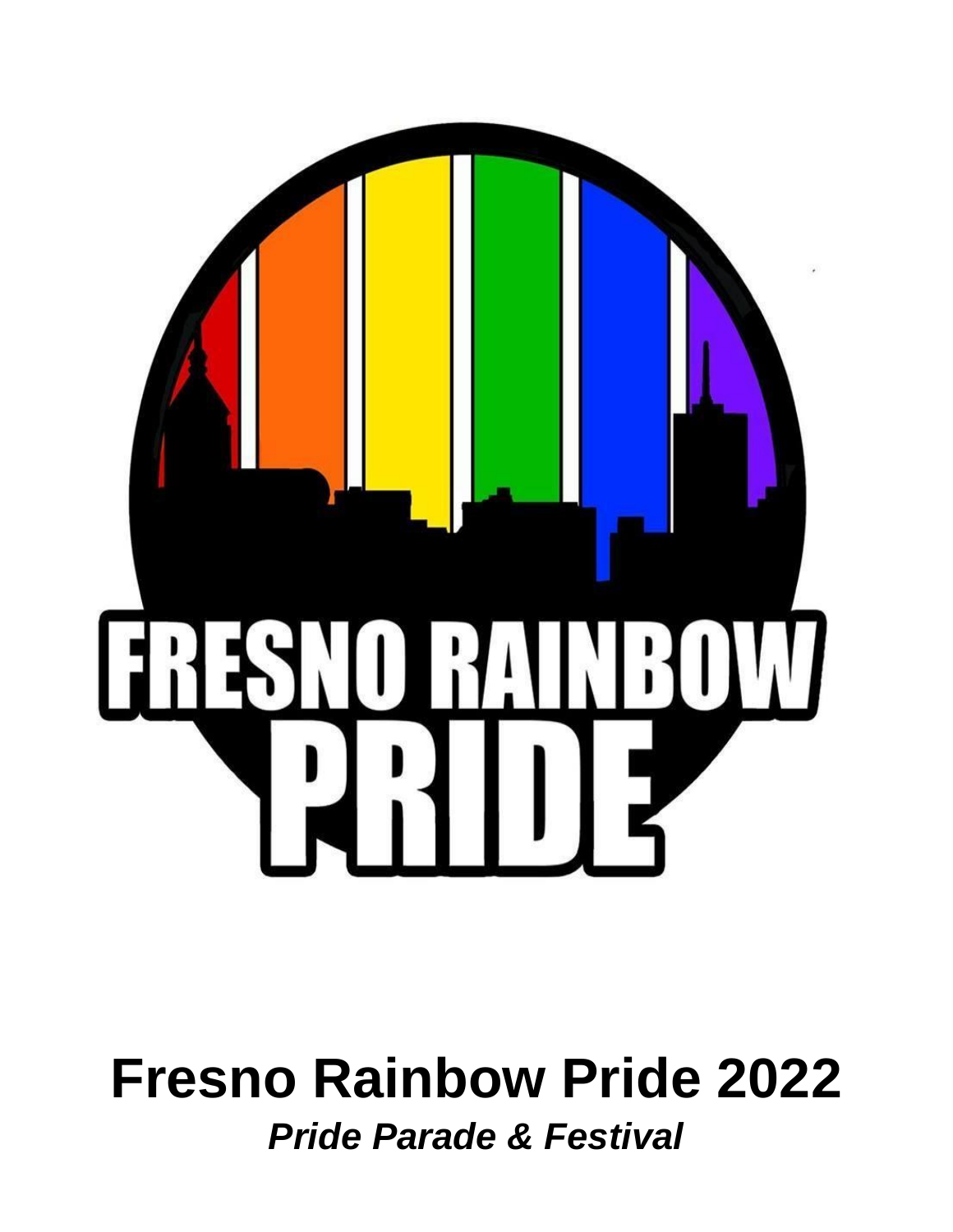# Fresno Rainbow Pride 2022

***Pride Parade & Festival***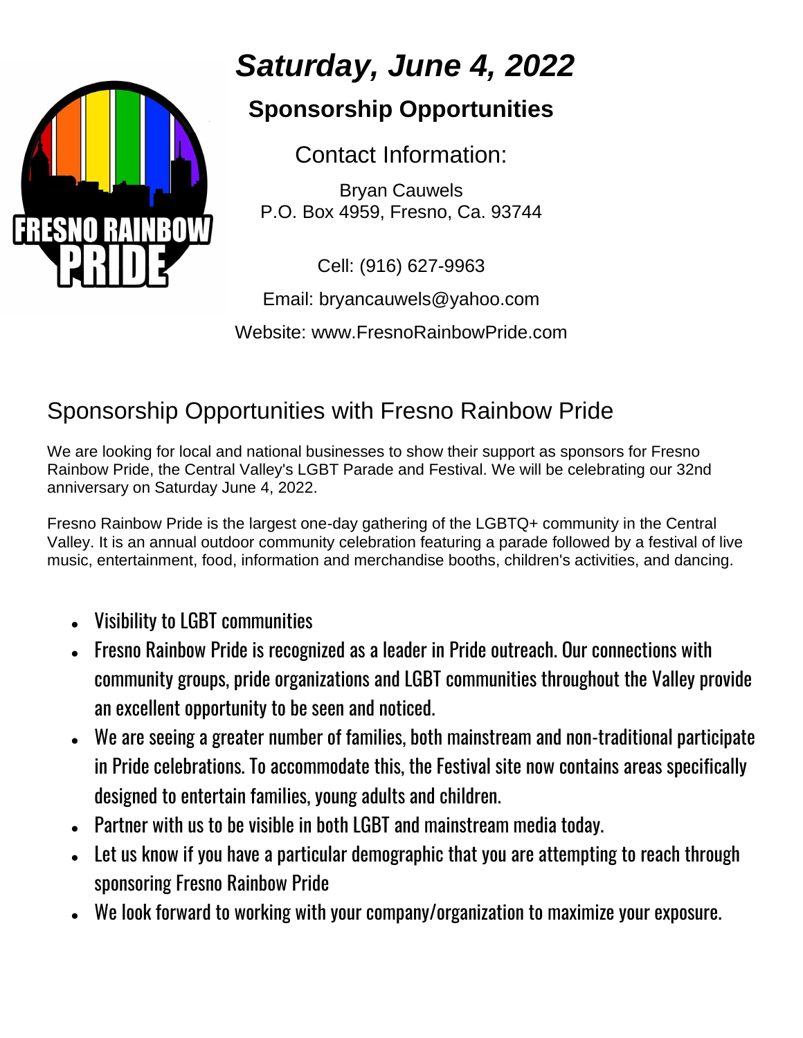FRESNO RAINBOW PRIDE

# *Saturday, June 4, 2022*

## Sponsorship Opportunities

Contact Information:

Bryan Cauwels
P.O. Box 4959, Fresno, Ca. 93744

Cell: (916) 627-9963

Email: bryancauwels@yahoo.com

Website: www.FresnoRainbowPride.com

## Sponsorship Opportunities with Fresno Rainbow Pride

We are looking for local and national businesses to show their support as sponsors for Fresno Rainbow Pride, the Central Valley's LGBT Parade and Festival. We will be celebrating our 32nd anniversary on Saturday June 4, 2022.

Fresno Rainbow Pride is the largest one-day gathering of the LGBTQ+ community in the Central Valley. It is an annual outdoor community celebration featuring a parade followed by a festival of live music, entertainment, food, information and merchandise booths, children's activities, and dancing.

- Visibility to LGBT communities
- Fresno Rainbow Pride is recognized as a leader in Pride outreach. Our connections with community groups, pride organizations and LGBT communities throughout the Valley provide an excellent opportunity to be seen and noticed.
- We are seeing a greater number of families, both mainstream and non-traditional participate in Pride celebrations. To accommodate this, the Festival site now contains areas specifically designed to entertain families, young adults and children.
- Partner with us to be visible in both LGBT and mainstream media today.
- Let us know if you have a particular demographic that you are attempting to reach through sponsoring Fresno Rainbow Pride
- We look forward to working with your company/organization to maximize your exposure.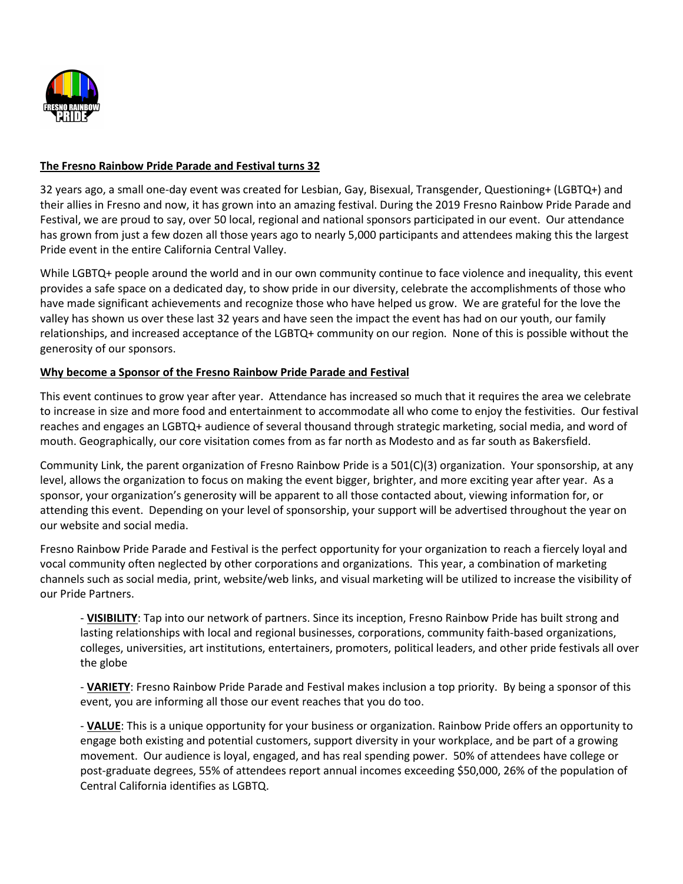**The Fresno Rainbow Pride Parade and Festival turns 32**

32 years ago, a small one-day event was created for Lesbian, Gay, Bisexual, Transgender, Questioning+ (LGBTQ+) and their allies in Fresno and now, it has grown into an amazing festival. During the 2019 Fresno Rainbow Pride Parade and Festival, we are proud to say, over 50 local, regional and national sponsors participated in our event. Our attendance has grown from just a few dozen all those years ago to nearly 5,000 participants and attendees making this the largest Pride event in the entire California Central Valley.

While LGBTQ+ people around the world and in our own community continue to face violence and inequality, this event provides a safe space on a dedicated day, to show pride in our diversity, celebrate the accomplishments of those who have made significant achievements and recognize those who have helped us grow. We are grateful for the love the valley has shown us over these last 32 years and have seen the impact the event has had on our youth, our family relationships, and increased acceptance of the LGBTQ+ community on our region. None of this is possible without the generosity of our sponsors.

**Why become a Sponsor of the Fresno Rainbow Pride Parade and Festival**

This event continues to grow year after year. Attendance has increased so much that it requires the area we celebrate to increase in size and more food and entertainment to accommodate all who come to enjoy the festivities. Our festival reaches and engages an LGBTQ+ audience of several thousand through strategic marketing, social media, and word of mouth. Geographically, our core visitation comes from as far north as Modesto and as far south as Bakersfield.

Community Link, the parent organization of Fresno Rainbow Pride is a 501(C)(3) organization. Your sponsorship, at any level, allows the organization to focus on making the event bigger, brighter, and more exciting year after year. As a sponsor, your organization's generosity will be apparent to all those contacted about, viewing information for, or attending this event. Depending on your level of sponsorship, your support will be advertised throughout the year on our website and social media.

Fresno Rainbow Pride Parade and Festival is the perfect opportunity for your organization to reach a fiercely loyal and vocal community often neglected by other corporations and organizations. This year, a combination of marketing channels such as social media, print, website/web links, and visual marketing will be utilized to increase the visibility of our Pride Partners.

- **VISIBILITY**: Tap into our network of partners. Since its inception, Fresno Rainbow Pride has built strong and lasting relationships with local and regional businesses, corporations, community faith-based organizations, colleges, universities, art institutions, entertainers, promoters, political leaders, and other pride festivals all over the globe

- **VARIETY**: Fresno Rainbow Pride Parade and Festival makes inclusion a top priority. By being a sponsor of this event, you are informing all those our event reaches that you do too.

- **VALUE**: This is a unique opportunity for your business or organization. Rainbow Pride offers an opportunity to engage both existing and potential customers, support diversity in your workplace, and be part of a growing movement. Our audience is loyal, engaged, and has real spending power. 50% of attendees have college or post-graduate degrees, 55% of attendees report annual incomes exceeding $50,000, 26% of the population of Central California identifies as LGBTQ.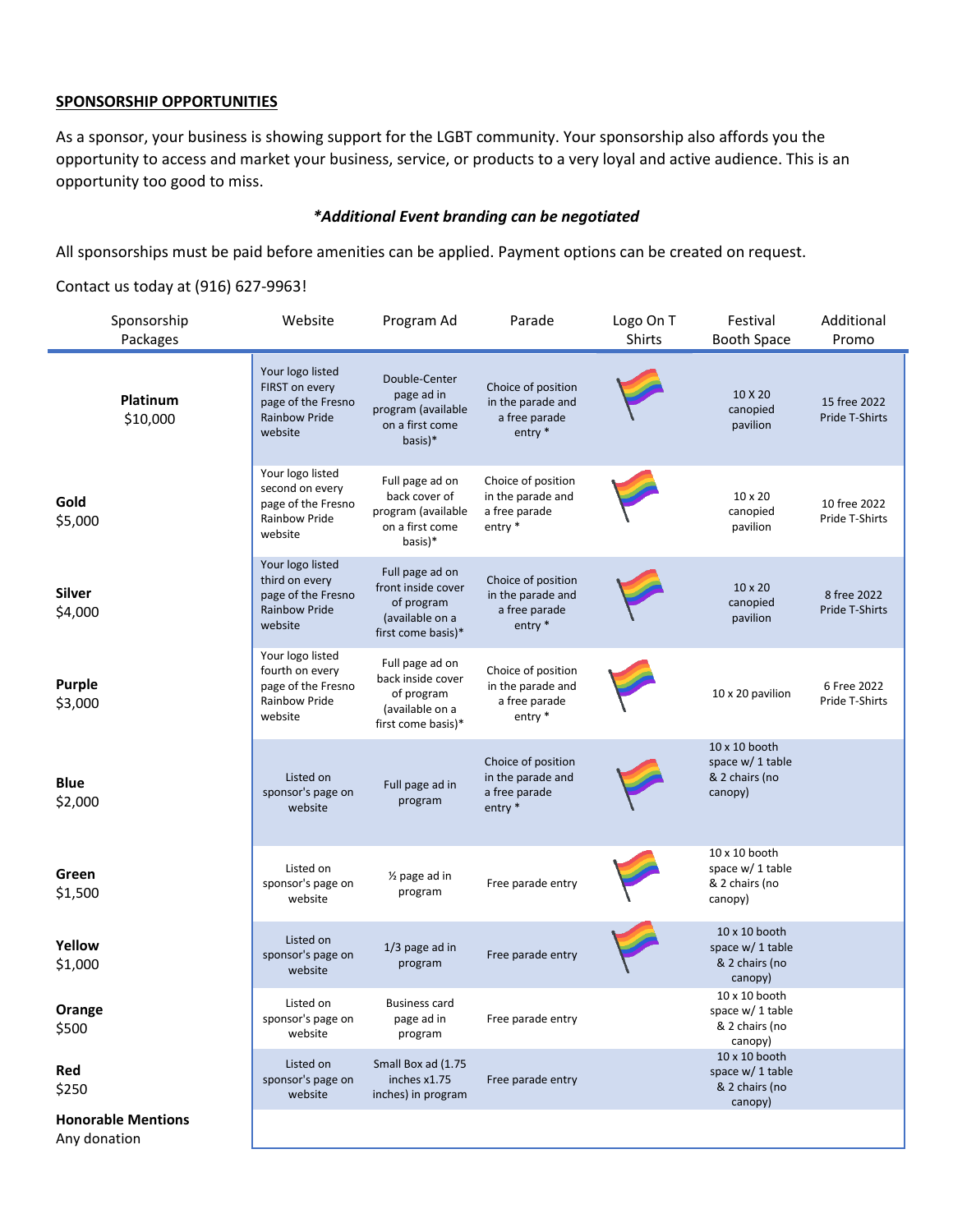**SPONSORSHIP OPPORTUNITIES**

As a sponsor, your business is showing support for the LGBT community. Your sponsorship also affords you the opportunity to access and market your business, service, or products to a very loyal and active audience. This is an opportunity too good to miss.

***Additional Event branding can be negotiated***

All sponsorships must be paid before amenities can be applied. Payment options can be created on request.

Contact us today at (916) 627-9963!

| Sponsorship Packages | Website | Program Ad | Parade | Logo On T Shirts | Festival Booth Space | Additional Promo |
|---|---|---|---|---|---|---|
| **Platinum** $10,000 | Your logo listed FIRST on every page of the Fresno Rainbow Pride website | Double-Center page ad in program (available on a first come basis)* | Choice of position in the parade and a free parade entry * | 🏳️‍🌈 | 10 X 20 canopied pavilion | 15 free 2022 Pride T-Shirts |
| **Gold** $5,000 | Your logo listed second on every page of the Fresno Rainbow Pride website | Full page ad on back cover of program (available on a first come basis)* | Choice of position in the parade and a free parade entry * | 🏳️‍🌈 | 10 x 20 canopied pavilion | 10 free 2022 Pride T-Shirts |
| **Silver** $4,000 | Your logo listed third on every page of the Fresno Rainbow Pride website | Full page ad on front inside cover of program (available on a first come basis)* | Choice of position in the parade and a free parade entry * | 🏳️‍🌈 | 10 x 20 canopied pavilion | 8 free 2022 Pride T-Shirts |
| **Purple** $3,000 | Your logo listed fourth on every page of the Fresno Rainbow Pride website | Full page ad on back inside cover of program (available on a first come basis)* | Choice of position in the parade and a free parade entry * | 🏳️‍🌈 | 10 x 20 pavilion | 6 Free 2022 Pride T-Shirts |
| **Blue** $2,000 | Listed on sponsor's page on website | Full page ad in program | Choice of position in the parade and a free parade entry * | 🏳️‍🌈 | 10 x 10 booth space w/ 1 table & 2 chairs (no canopy) | |
| **Green** $1,500 | Listed on sponsor's page on website | ½ page ad in program | Free parade entry | 🏳️‍🌈 | 10 x 10 booth space w/ 1 table & 2 chairs (no canopy) | |
| **Yellow** $1,000 | Listed on sponsor's page on website | 1/3 page ad in program | Free parade entry | 🏳️‍🌈 | 10 x 10 booth space w/ 1 table & 2 chairs (no canopy) | |
| **Orange** $500 | Listed on sponsor's page on website | Business card page ad in program | Free parade entry | | 10 x 10 booth space w/ 1 table & 2 chairs (no canopy) | |
| **Red** $250 | Listed on sponsor's page on website | Small Box ad (1.75 inches x1.75 inches) in program | Free parade entry | | 10 x 10 booth space w/ 1 table & 2 chairs (no canopy) | |
| **Honorable Mentions** Any donation | | | | | | |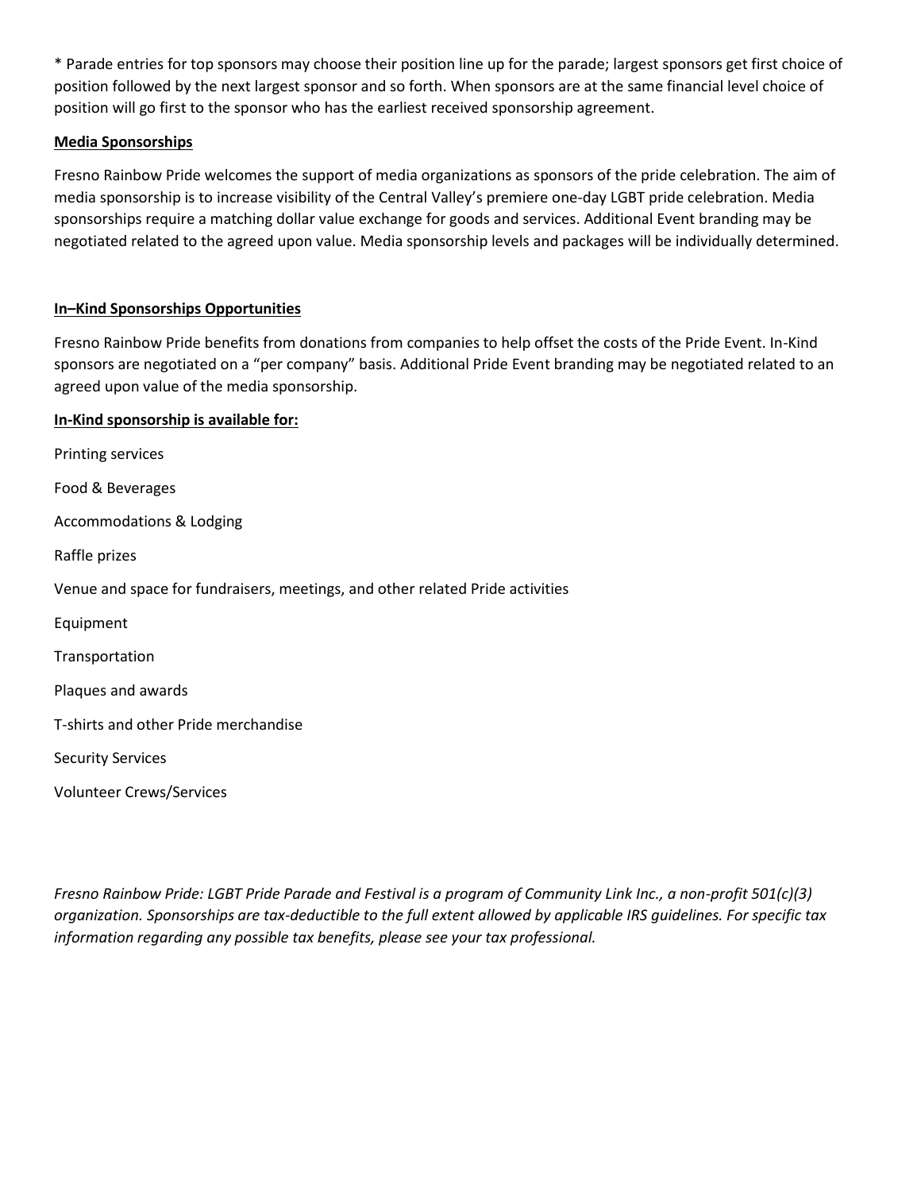* Parade entries for top sponsors may choose their position line up for the parade; largest sponsors get first choice of position followed by the next largest sponsor and so forth. When sponsors are at the same financial level choice of position will go first to the sponsor who has the earliest received sponsorship agreement.

## Media Sponsorships

Fresno Rainbow Pride welcomes the support of media organizations as sponsors of the pride celebration. The aim of media sponsorship is to increase visibility of the Central Valley's premiere one-day LGBT pride celebration. Media sponsorships require a matching dollar value exchange for goods and services. Additional Event branding may be negotiated related to the agreed upon value. Media sponsorship levels and packages will be individually determined.

## In–Kind Sponsorships Opportunities

Fresno Rainbow Pride benefits from donations from companies to help offset the costs of the Pride Event. In-Kind sponsors are negotiated on a "per company" basis. Additional Pride Event branding may be negotiated related to an agreed upon value of the media sponsorship.

### In-Kind sponsorship is available for:

Printing services

Food & Beverages

Accommodations & Lodging

Raffle prizes

Venue and space for fundraisers, meetings, and other related Pride activities

Equipment

Transportation

Plaques and awards

T-shirts and other Pride merchandise

Security Services

Volunteer Crews/Services

*Fresno Rainbow Pride: LGBT Pride Parade and Festival is a program of Community Link Inc., a non-profit 501(c)(3) organization. Sponsorships are tax-deductible to the full extent allowed by applicable IRS guidelines. For specific tax information regarding any possible tax benefits, please see your tax professional.*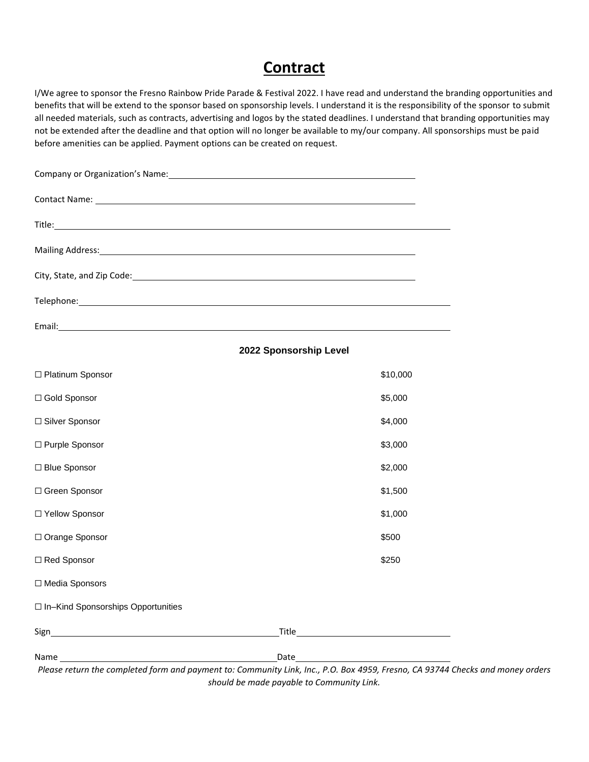# Contract

I/We agree to sponsor the Fresno Rainbow Pride Parade & Festival 2022. I have read and understand the branding opportunities and benefits that will be extend to the sponsor based on sponsorship levels. I understand it is the responsibility of the sponsor to submit all needed materials, such as contracts, advertising and logos by the stated deadlines. I understand that branding opportunities may not be extended after the deadline and that option will no longer be available to my/our company. All sponsorships must be paid before amenities can be applied. Payment options can be created on request.

Company or Organization's Name: ____________________________________________

Contact Name: ____________________________________________

Title: ____________________________________________

Mailing Address: ____________________________________________

City, State, and Zip Code: ____________________________________________

Telephone: ____________________________________________

Email: ____________________________________________

**2022 Sponsorship Level**

| | |
|---|---|
| ☐ Platinum Sponsor | $10,000 |
| ☐ Gold Sponsor | $5,000 |
| ☐ Silver Sponsor | $4,000 |
| ☐ Purple Sponsor | $3,000 |
| ☐ Blue Sponsor | $2,000 |
| ☐ Green Sponsor | $1,500 |
| ☐ Yellow Sponsor | $1,000 |
| ☐ Orange Sponsor | $500 |
| ☐ Red Sponsor | $250 |
| ☐ Media Sponsors | |
| ☐ In–Kind Sponsorships Opportunities | |

Sign ______________________________ Title ______________________________

Name ______________________________ Date ______________________________

*Please return the completed form and payment to: Community Link, Inc., P.O. Box 4959, Fresno, CA 93744 Checks and money orders should be made payable to Community Link.*